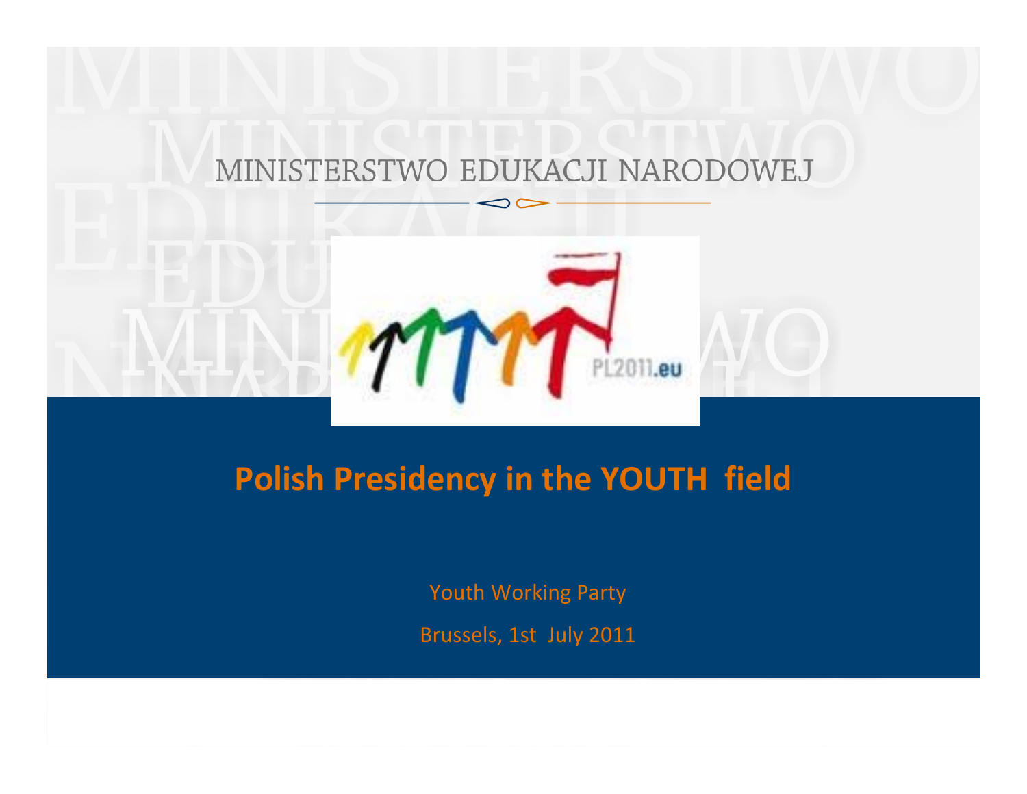MINISTERSTWO EDUKACJI NARODOWEJ

PL2011.eu

# Polish Presidency in the YOUTH field

Youth Working Party

Brussels, 1st July 2011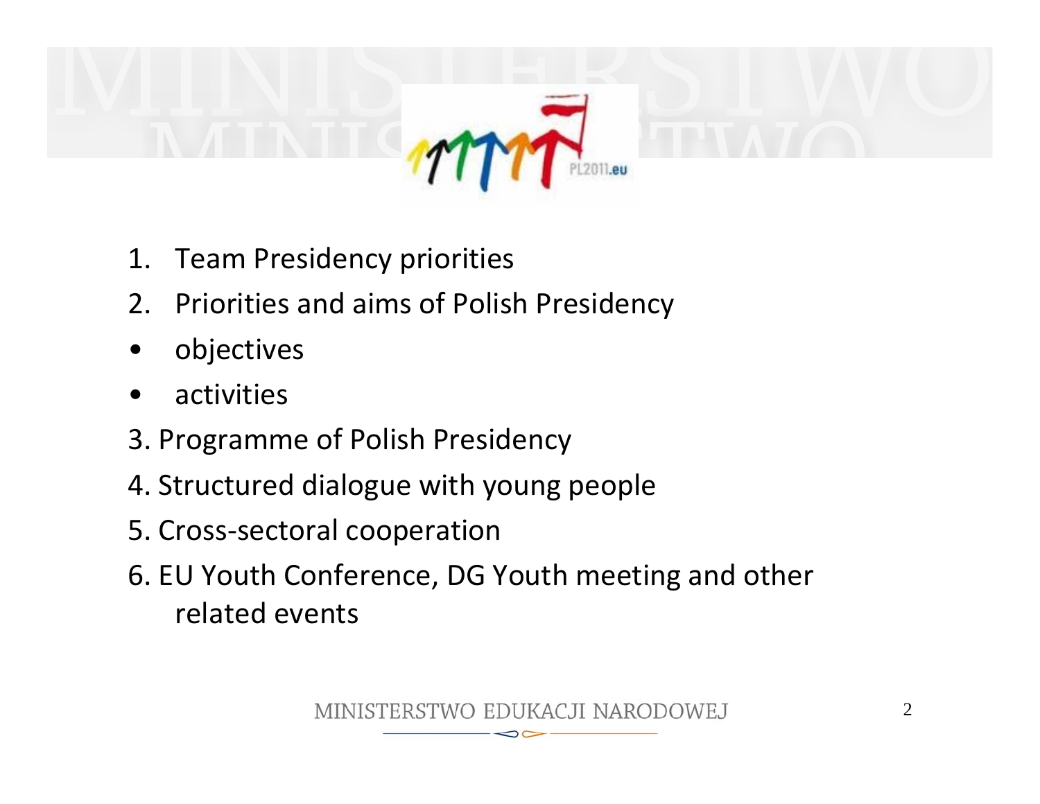1. Team Presidency priorities
2. Priorities and aims of Polish Presidency
   - objectives
   - activities
3. Programme of Polish Presidency
4. Structured dialogue with young people
5. Cross-sectoral cooperation
6. EU Youth Conference, DG Youth meeting and other related events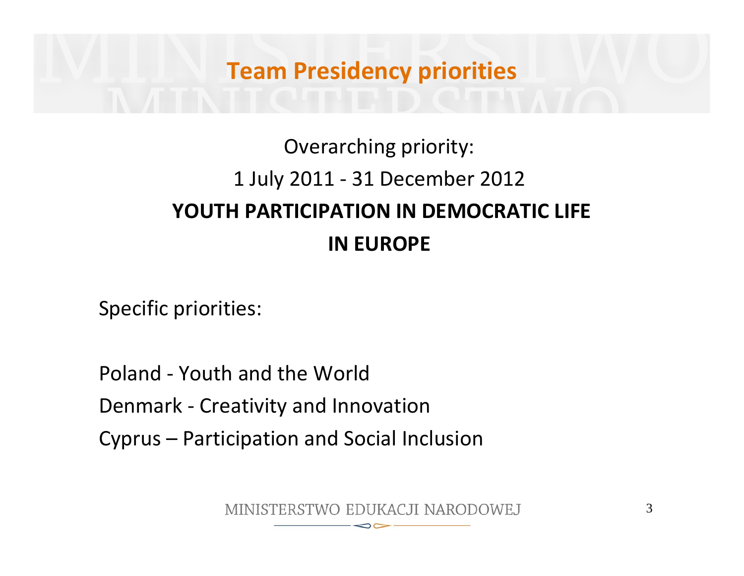# Team Presidency priorities

Overarching priority:

1 July 2011 - 31 December 2012

**YOUTH PARTICIPATION IN DEMOCRATIC LIFE IN EUROPE**

Specific priorities:

Poland - Youth and the World

Denmark - Creativity and Innovation

Cyprus – Participation and Social Inclusion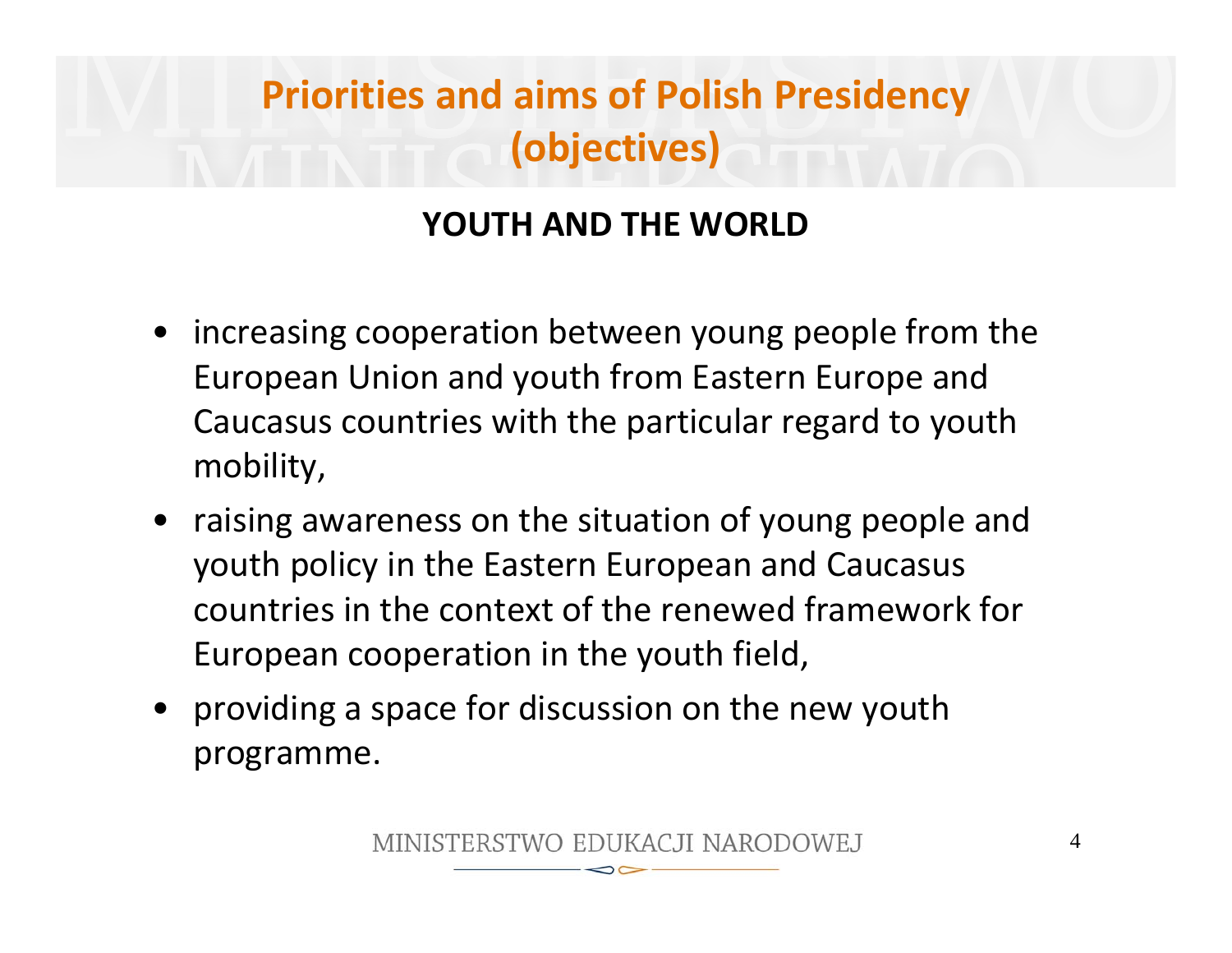# Priorities and aims of Polish Presidency (objectives)

## YOUTH AND THE WORLD

- increasing cooperation between young people from the European Union and youth from Eastern Europe and Caucasus countries with the particular regard to youth mobility,
- raising awareness on the situation of young people and youth policy in the Eastern European and Caucasus countries in the context of the renewed framework for European cooperation in the youth field,
- providing a space for discussion on the new youth programme.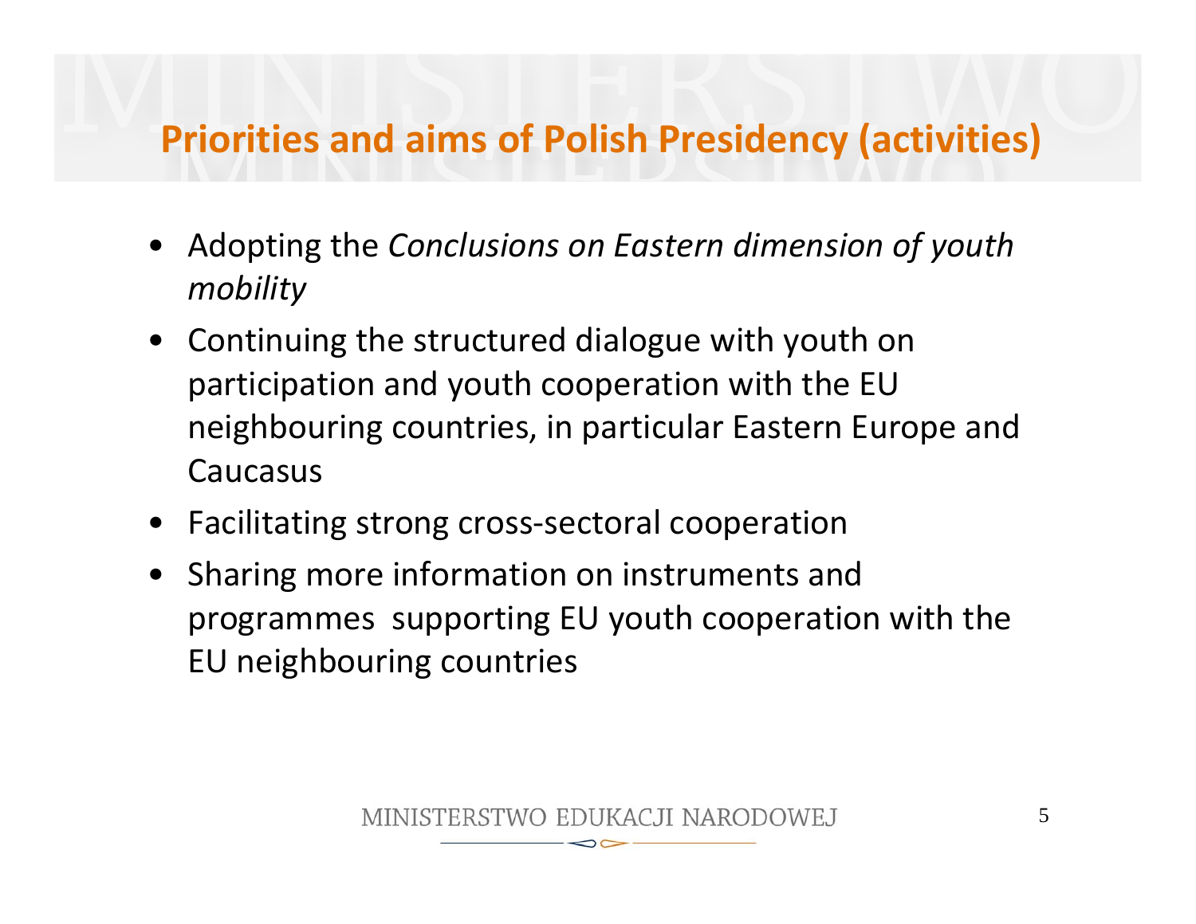## Priorities and aims of Polish Presidency (activities)

- Adopting the *Conclusions on Eastern dimension of youth mobility*
- Continuing the structured dialogue with youth on participation and youth cooperation with the EU neighbouring countries, in particular Eastern Europe and Caucasus
- Facilitating strong cross-sectoral cooperation
- Sharing more information on instruments and programmes supporting EU youth cooperation with the EU neighbouring countries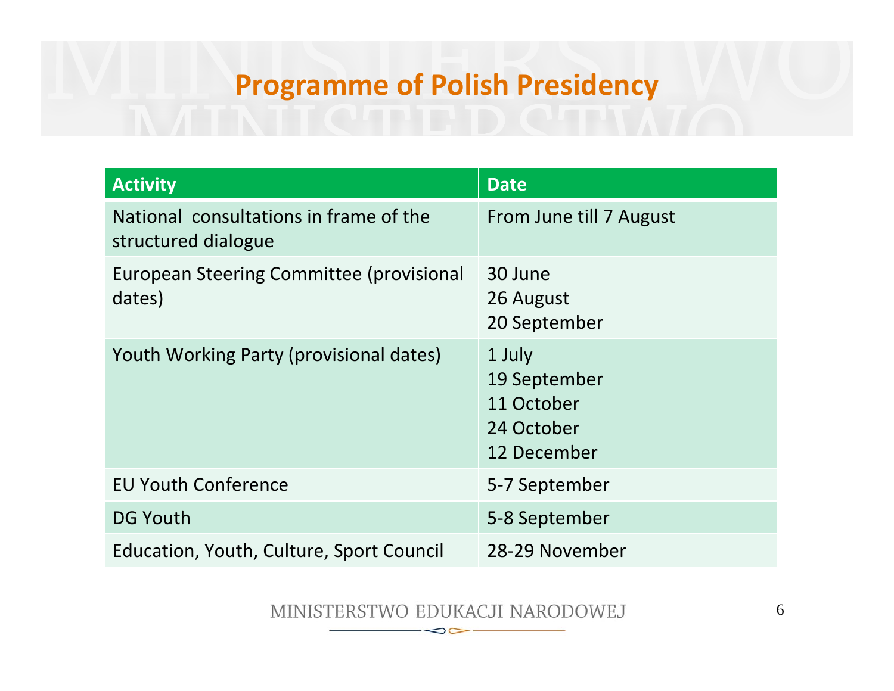# Programme of Polish Presidency

| Activity | Date |
|---|---|
| National consultations in frame of the structured dialogue | From June till 7 August |
| European Steering Committee (provisional dates) | 30 June<br>26 August<br>20 September |
| Youth Working Party (provisional dates) | 1 July<br>19 September<br>11 October<br>24 October<br>12 December |
| EU Youth Conference | 5-7 September |
| DG Youth | 5-8 September |
| Education, Youth, Culture, Sport Council | 28-29 November |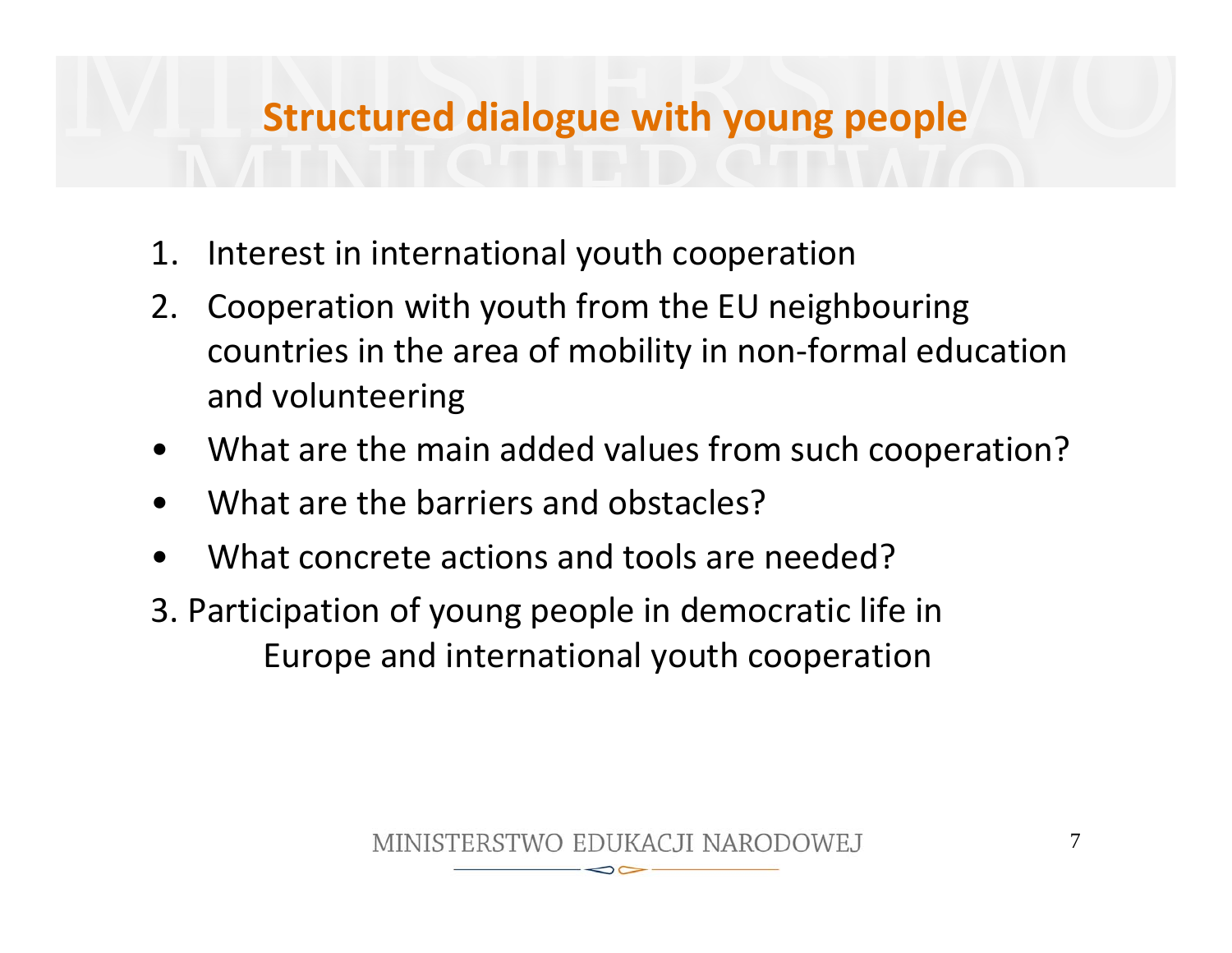# Structured dialogue with young people

1. Interest in international youth cooperation
2. Cooperation with youth from the EU neighbouring countries in the area of mobility in non-formal education and volunteering

- What are the main added values from such cooperation?
- What are the barriers and obstacles?
- What concrete actions and tools are needed?

3. Participation of young people in democratic life in Europe and international youth cooperation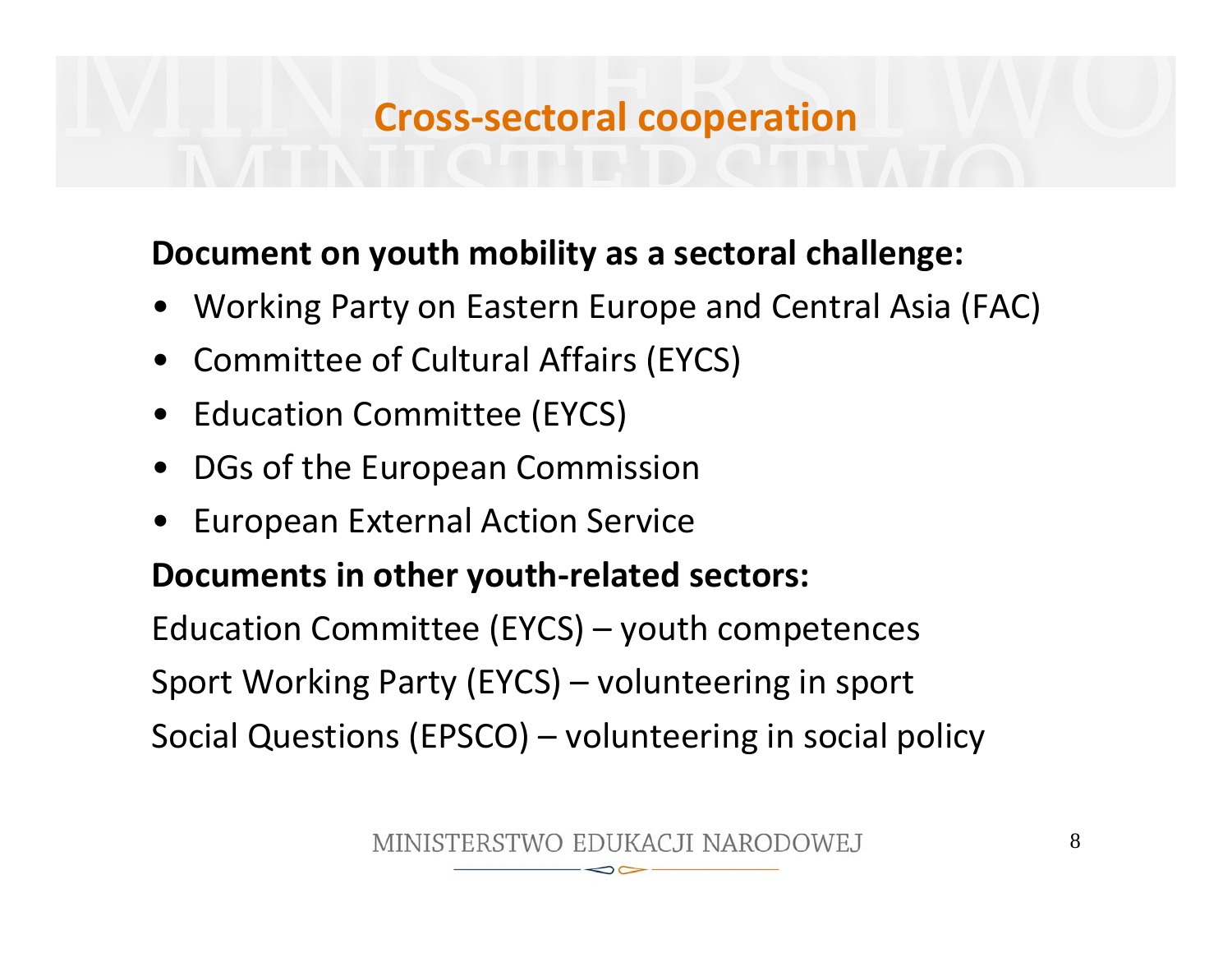# Cross-sectoral cooperation

**Document on youth mobility as a sectoral challenge:**

- Working Party on Eastern Europe and Central Asia (FAC)
- Committee of Cultural Affairs (EYCS)
- Education Committee (EYCS)
- DGs of the European Commission
- European External Action Service

**Documents in other youth-related sectors:**

Education Committee (EYCS) – youth competences

Sport Working Party (EYCS) – volunteering in sport

Social Questions (EPSCO) – volunteering in social policy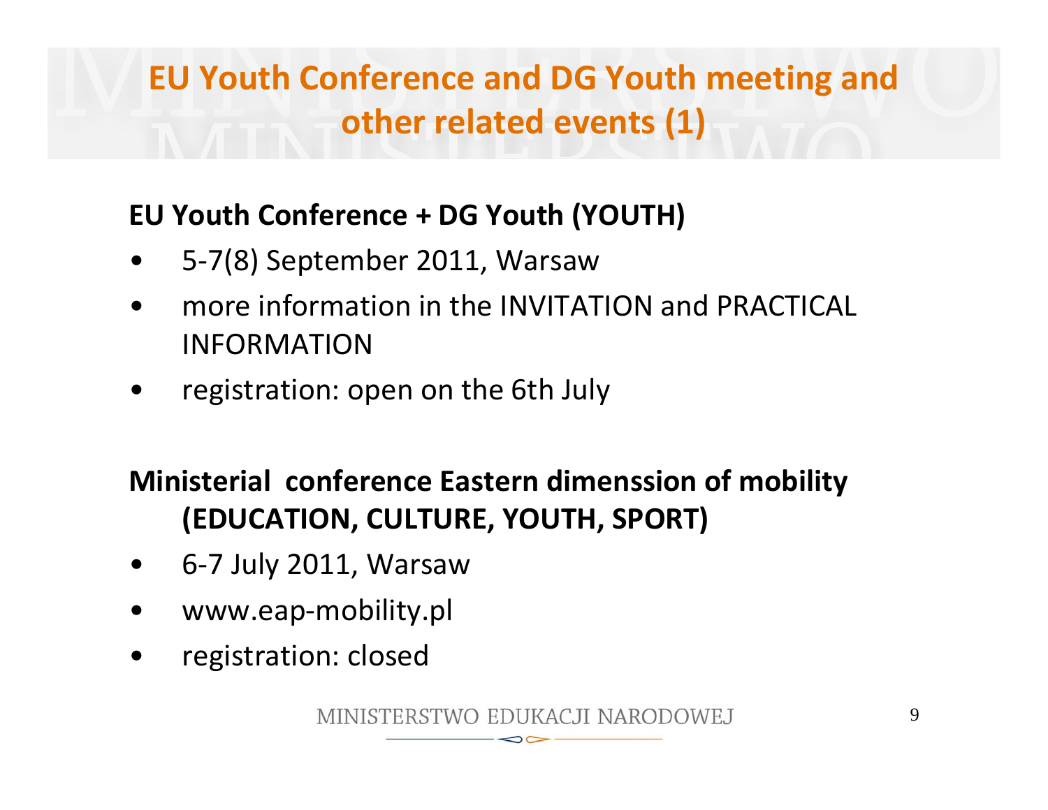# EU Youth Conference and DG Youth meeting and other related events (1)

**EU Youth Conference + DG Youth (YOUTH)**

- 5-7(8) September 2011, Warsaw
- more information in the INVITATION and PRACTICAL INFORMATION
- registration: open on the 6th July

**Ministerial conference Eastern dimenssion of mobility (EDUCATION, CULTURE, YOUTH, SPORT)**

- 6-7 July 2011, Warsaw
- www.eap-mobility.pl
- registration: closed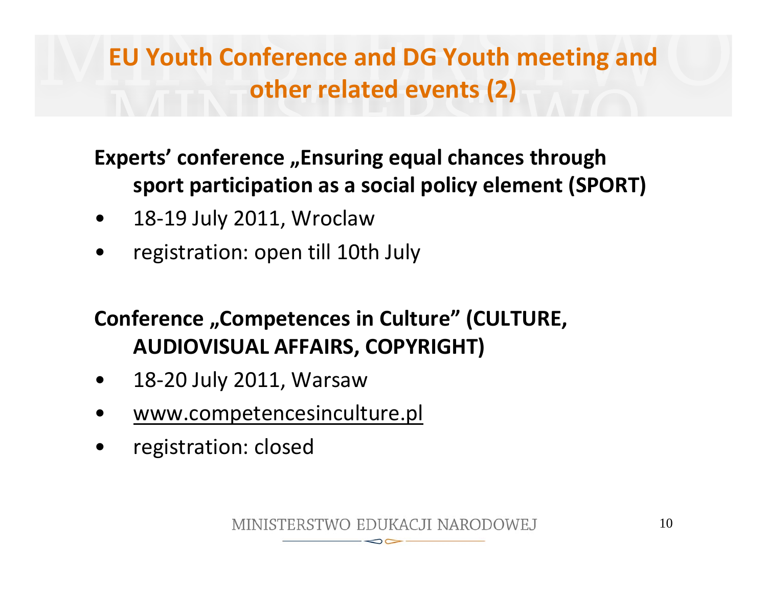# EU Youth Conference and DG Youth meeting and other related events (2)

**Experts' conference „Ensuring equal chances through sport participation as a social policy element (SPORT)**

- 18-19 July 2011, Wroclaw
- registration: open till 10th July

**Conference „Competences in Culture" (CULTURE, AUDIOVISUAL AFFAIRS, COPYRIGHT)**

- 18-20 July 2011, Warsaw
- www.competencesinculture.pl
- registration: closed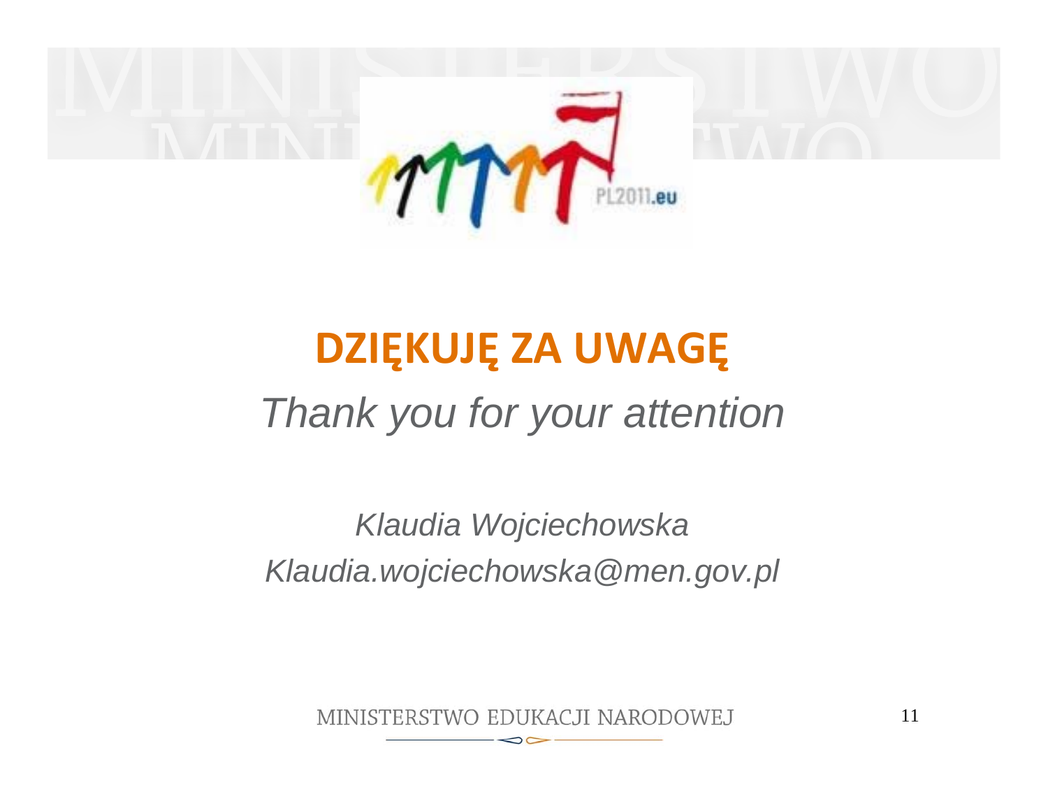# DZIĘKUJĘ ZA UWAGĘ

*Thank you for your attention*

*Klaudia Wojciechowska*

*Klaudia.wojciechowska@men.gov.pl*